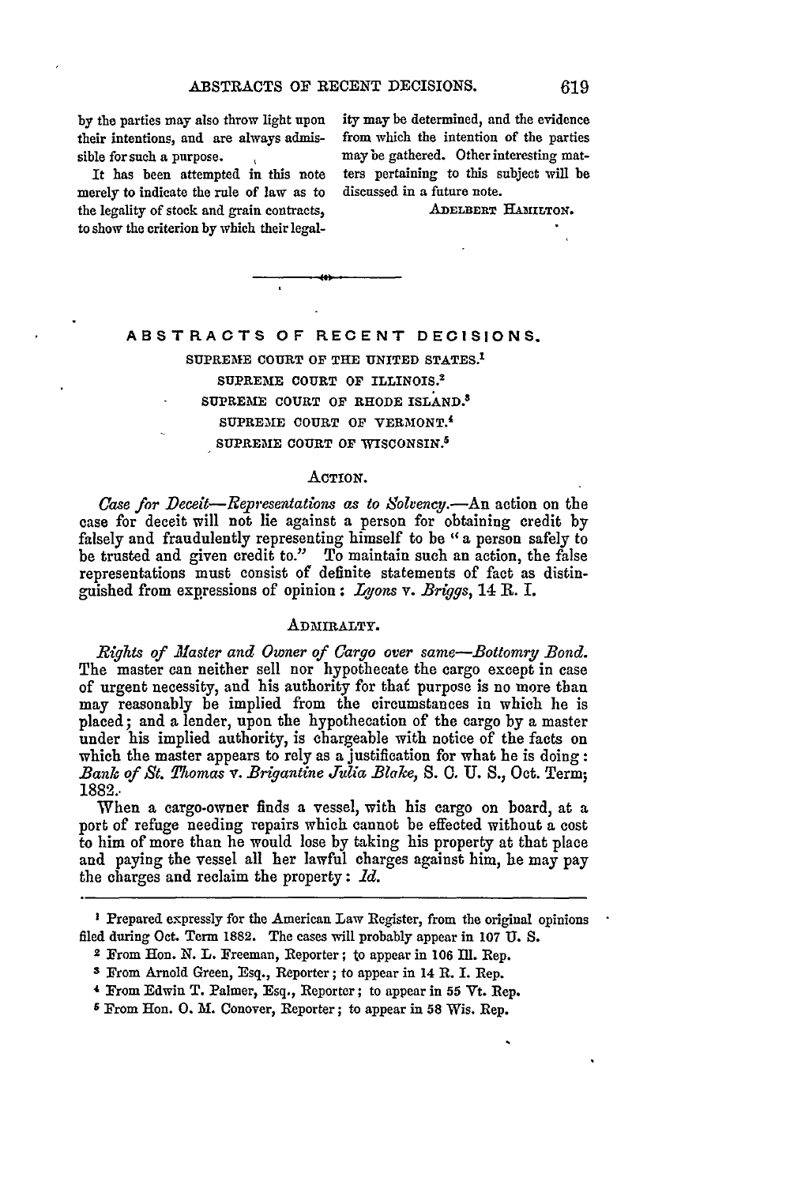by the parties may also throw light upon their intentions, and are always admissible for such a purpose.

It has been attempted in this note merely to indicate the rule of law as to the legality of stock and grain contracts, to show the criterion by which their legality may be determined, and the evidence from which the intention of the parties may be gathered. Other interesting matters pertaining to this subject will be discussed in a future note.

ADELBERT HAMILTON.

---

## ABSTRACTS OF RECENT DECISIONS.

SUPREME COURT OF THE UNITED STATES.[1]

SUPREME COURT OF ILLINOIS.[2]

SUPREME COURT OF RHODE ISLAND.[3]

SUPREME COURT OF VERMONT.[4]

SUPREME COURT OF WISCONSIN.[5]

### ACTION.

*Case for Deceit—Representations as to Solvency.*—An action on the case for deceit will not lie against a person for obtaining credit by falsely and fraudulently representing himself to be "a person safely to be trusted and given credit to." To maintain such an action, the false representations must consist of definite statements of fact as distinguished from expressions of opinion: *Lyons* v. *Briggs*, 14 R. I.

### ADMIRALTY.

*Rights of Master and Owner of Cargo over same—Bottomry Bond.* The master can neither sell nor hypothecate the cargo except in case of urgent necessity, and his authority for that purpose is no more than may reasonably be implied from the circumstances in which he is placed; and a lender, upon the hypothecation of the cargo by a master under his implied authority, is chargeable with notice of the facts on which the master appears to rely as a justification for what he is doing: *Bank of St. Thomas* v. *Brigantine Julia Blake*, S. C. U. S., Oct. Term, 1882.

When a cargo-owner finds a vessel, with his cargo on board, at a port of refuge needing repairs which cannot be effected without a cost to him of more than he would lose by taking his property at that place and paying the vessel all her lawful charges against him, he may pay the charges and reclaim the property: *Id.*

---

[1] Prepared expressly for the American Law Register, from the original opinions filed during Oct. Term 1882. The cases will probably appear in 107 U. S.

[2] From Hon. N. L. Freeman, Reporter; to appear in 106 Ill. Rep.

[3] From Arnold Green, Esq., Reporter; to appear in 14 R. I. Rep.

[4] From Edwin T. Palmer, Esq., Reporter; to appear in 55 Vt. Rep.

[5] From Hon. O. M. Conover, Reporter; to appear in 58 Wis. Rep.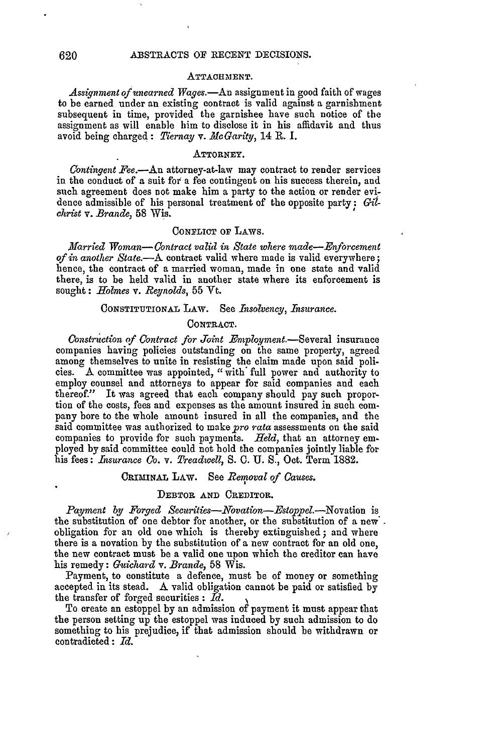### ATTACHMENT.

*Assignment of unearned Wages.*—An assignment in good faith of wages to be earned under an existing contract is valid against a garnishment subsequent in time, provided the garnishee have such notice of the assignment as will enable him to disclose it in his affidavit and thus avoid being charged: *Tiernay* v. *McGarity*, 14 R. I.

### ATTORNEY.

*Contingent Fee.*—An attorney-at-law may contract to render services in the conduct of a suit for a fee contingent on his success therein, and such agreement does not make him a party to the action or render evidence admissible of his personal treatment of the opposite party: *Gilchrist* v. *Brande*, 58 Wis.

### CONFLICT OF LAWS.

*Married Woman—Contract valid in State where made—Enforcement of in another State.*—A contract valid where made is valid everywhere; hence, the contract of a married woman, made in one state and valid there, is to be held valid in another state where its enforcement is sought: *Holmes* v. *Reynolds*, 55 Vt.

### CONSTITUTIONAL LAW. See *Insolvency*, *Insurance.*

### CONTRACT.

*Construction of Contract for Joint Employment.*—Several insurance companies having policies outstanding on the same property, agreed among themselves to unite in resisting the claim made upon said policies. A committee was appointed, "with full power and authority to employ counsel and attorneys to appear for said companies and each thereof." It was agreed that each company should pay such proportion of the costs, fees and expenses as the amount insured in such company bore to the whole amount insured in all the companies, and the said committee was authorized to make *pro rata* assessments on the said companies to provide for such payments. *Held*, that an attorney employed by said committee could not hold the companies jointly liable for his fees: *Insurance Co.* v. *Treadwell*, S. C. U. S., Oct. Term 1882.

### CRIMINAL LAW. See *Removal of Causes.*

### DEBTOR AND CREDITOR.

*Payment by Forged Securities—Novation—Estoppel.*—Novation is the substitution of one debtor for another, or the substitution of a new obligation for an old one which is thereby extinguished; and where there is a novation by the substitution of a new contract for an old one, the new contract must be a valid one upon which the creditor can have his remedy: *Guichard* v. *Brande*, 58 Wis.

Payment, to constitute a defence, must be of money or something accepted in its stead. A valid obligation cannot be paid or satisfied by the transfer of forged securities: *Id.*

To create an estoppel by an admission of payment it must appear that the person setting up the estoppel was induced by such admission to do something to his prejudice, if that admission should be withdrawn or contradicted: *Id.*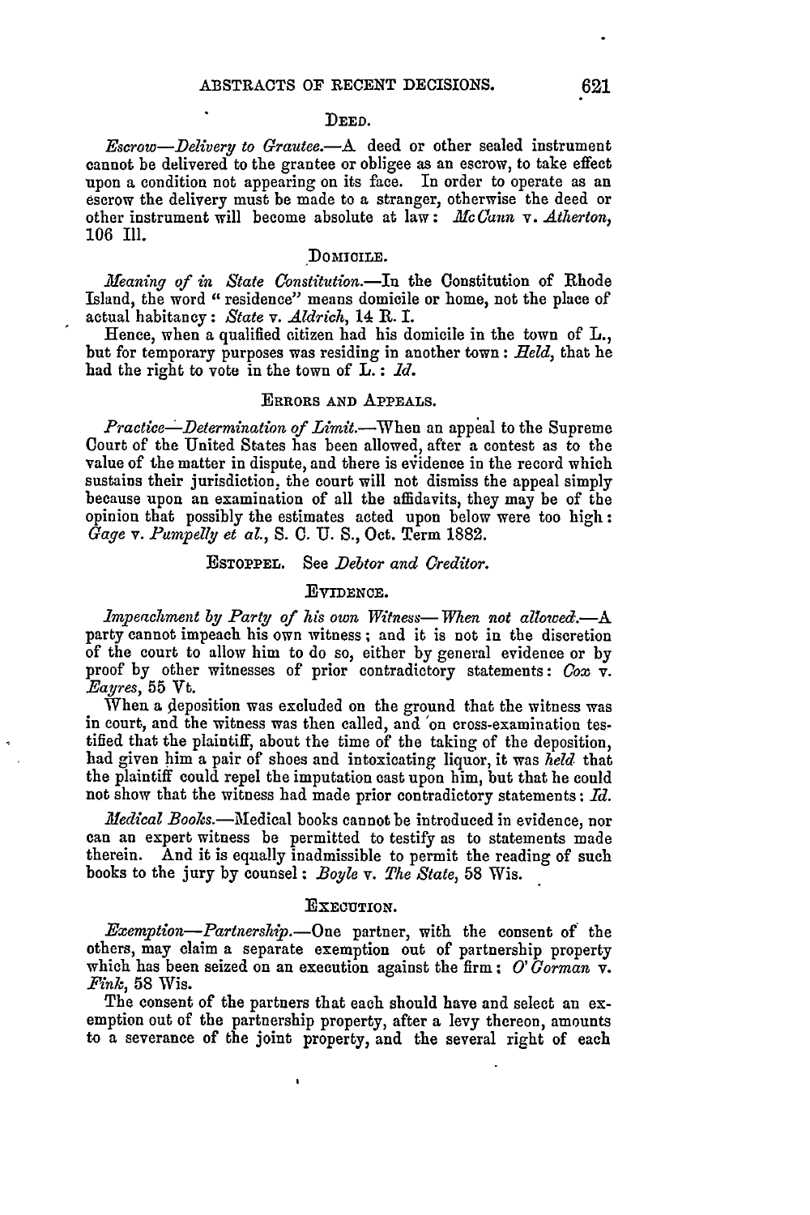### DEED.

*Escrow—Delivery to Grantee.*—A deed or other sealed instrument cannot be delivered to the grantee or obligee as an escrow, to take effect upon a condition not appearing on its face. In order to operate as an escrow the delivery must be made to a stranger, otherwise the deed or other instrument will become absolute at law: *McCann* v. *Atherton*, 106 Ill.

### DOMICILE.

*Meaning of in State Constitution.*—In the Constitution of Rhode Island, the word "residence" means domicile or home, not the place of actual habitancy: *State* v. *Aldrich*, 14 R. I.

Hence, when a qualified citizen had his domicile in the town of L., but for temporary purposes was residing in another town: *Held*, that he had the right to vote in the town of L.: *Id.*

### ERRORS AND APPEALS.

*Practice—Determination of Limit.*—When an appeal to the Supreme Court of the United States has been allowed, after a contest as to the value of the matter in dispute, and there is evidence in the record which sustains their jurisdiction, the court will not dismiss the appeal simply because upon an examination of all the affidavits, they may be of the opinion that possibly the estimates acted upon below were too high: *Gage* v. *Pumpelly et al.*, S. C. U. S., Oct. Term 1882.

### ESTOPPEL. See *Debtor and Creditor.*

### EVIDENCE.

*Impeachment by Party of his own Witness—When not allowed.*—A party cannot impeach his own witness; and it is not in the discretion of the court to allow him to do so, either by general evidence or by proof by other witnesses of prior contradictory statements: *Cox* v. *Eayres*, 55 Vt.

When a deposition was excluded on the ground that the witness was in court, and the witness was then called, and on cross-examination testified that the plaintiff, about the time of the taking of the deposition, had given him a pair of shoes and intoxicating liquor, it was *held* that the plaintiff could repel the imputation cast upon him, but that he could not show that the witness had made prior contradictory statements: *Id.*

*Medical Books.*—Medical books cannot be introduced in evidence, nor can an expert witness be permitted to testify as to statements made therein. And it is equally inadmissible to permit the reading of such books to the jury by counsel: *Boyle* v. *The State*, 58 Wis.

### EXECUTION.

*Exemption—Partnership.*—One partner, with the consent of the others, may claim a separate exemption out of partnership property which has been seized on an execution against the firm: *O'Gorman* v. *Fink*, 58 Wis.

The consent of the partners that each should have and select an exemption out of the partnership property, after a levy thereon, amounts to a severance of the joint property, and the several right of each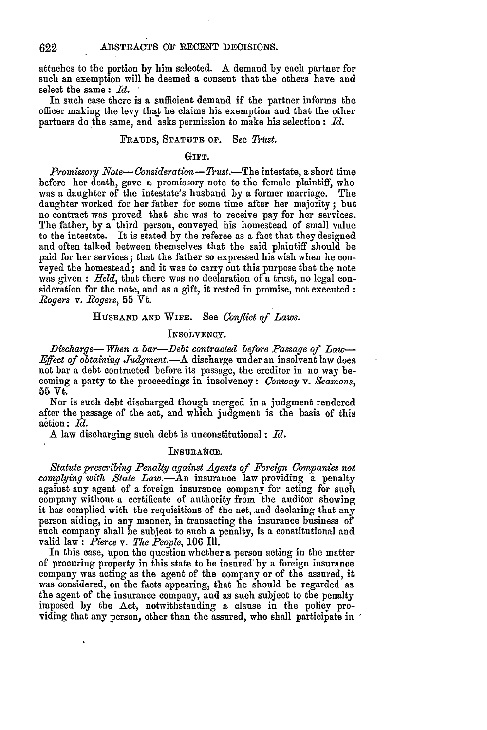attaches to the portion by him selected. A demand by each partner for such an exemption will be deemed a consent that the others have and select the same: *Id.*

In such case there is a sufficient demand if the partner informs the officer making the levy that he claims his exemption and that the other partners do the same, and asks permission to make his selection: *Id.*

FRAUDS, STATUTE OF. See *Trust.*

GIFT.

*Promissory Note—Consideration—Trust.*—The intestate, a short time before her death, gave a promissory note to the female plaintiff, who was a daughter of the intestate's husband by a former marriage. The daughter worked for her father for some time after her majority; but no contract was proved that she was to receive pay for her services. The father, by a third person, conveyed his homestead of small value to the intestate. It is stated by the referee as a fact that they designed and often talked between themselves that the said plaintiff should be paid for her services; that the father so expressed his wish when he conveyed the homestead; and it was to carry out this purpose that the note was given: *Held*, that there was no declaration of a trust, no legal consideration for the note, and as a gift, it rested in promise, not executed: *Rogers* v. *Rogers*, 55 Vt.

HUSBAND AND WIFE. See *Conflict of Laws.*

INSOLVENCY.

*Discharge—When a bar—Debt contracted before Passage of Law—Effect of obtaining Judgment.*—A discharge under an insolvent law does not bar a debt contracted before its passage, the creditor in no way becoming a party to the proceedings in insolvency: *Conway* v. *Seamons*, 55 Vt.

Nor is such debt discharged though merged in a judgment rendered after the passage of the act, and which judgment is the basis of this action: *Id.*

A law discharging such debt is unconstitutional: *Id.*

INSURANCE.

*Statute prescribing Penalty against Agents of Foreign Companies not complying with State Law.*—An insurance law providing a penalty against any agent of a foreign insurance company for acting for such company without a certificate of authority from the auditor showing it has complied with the requisitions of the act, and declaring that any person aiding, in any manner, in transacting the insurance business of such company shall be subject to such a penalty, is a constitutional and valid law: *Pierce* v. *The People*, 106 Ill.

In this case, upon the question whether a person acting in the matter of procuring property in this state to be insured by a foreign insurance company was acting as the agent of the company or of the assured, it was considered, on the facts appearing, that he should be regarded as the agent of the insurance company, and as such subject to the penalty imposed by the Act, notwithstanding a clause in the policy providing that any person, other than the assured, who shall participate in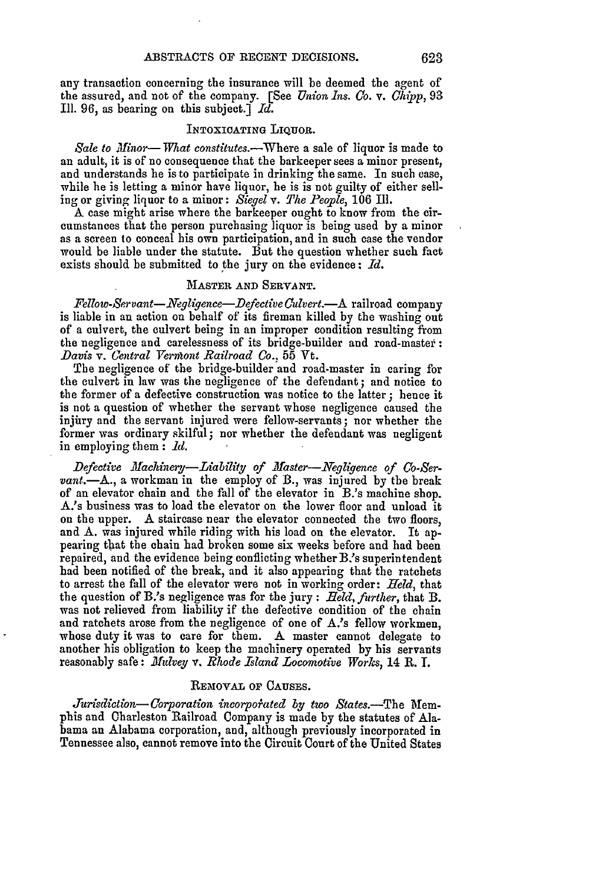any transaction concerning the insurance will be deemed the agent of the assured, and not of the company. [See *Union Ins. Co.* v. *Chipp*, 93 Ill. 96, as bearing on this subject.] *Id.*

### INTOXICATING LIQUOR.

*Sale to Minor—What constitutes.*—Where a sale of liquor is made to an adult, it is of no consequence that the barkeeper sees a minor present, and understands he is to participate in drinking the same. In such case, while he is letting a minor have liquor, he is is not guilty of either selling or giving liquor to a minor: *Siegel* v. *The People*, 106 Ill.

A case might arise where the barkeeper ought to know from the circumstances that the person purchasing liquor is being used by a minor as a screen to conceal his own participation, and in such case the vendor would be liable under the statute. But the question whether such fact exists should be submitted to the jury on the evidence: *Id.*

### MASTER AND SERVANT.

*Fellow-Servant—Negligence—Defective Culvert.*—A railroad company is liable in an action on behalf of its fireman killed by the washing out of a culvert, the culvert being in an improper condition resulting from the negligence and carelessness of its bridge-builder and road-master: *Davis* v. *Central Vermont Railroad Co.*, 55 Vt.

The negligence of the bridge-builder and road-master in caring for the culvert in law was the negligence of the defendant; and notice to the former of a defective construction was notice to the latter; hence it is not a question of whether the servant whose negligence caused the injury and the servant injured were fellow-servants; nor whether the former was ordinary skilful; nor whether the defendant was negligent in employing them: *Id.*

*Defective Machinery—Liability of Master—Negligence of Co-Servant.*—A., a workman in the employ of B., was injured by the break of an elevator chain and the fall of the elevator in B.'s machine shop. A.'s business was to load the elevator on the lower floor and unload it on the upper. A staircase near the elevator connected the two floors, and A. was injured while riding with his load on the elevator. It appearing that the chain had broken some six weeks before and had been repaired, and the evidence being conflicting whether B.'s superintendent had been notified of the break, and it also appearing that the ratchets to arrest the fall of the elevator were not in working order: *Held*, that the question of B.'s negligence was for the jury: *Held, further*, that B. was not relieved from liability if the defective condition of the chain and ratchets arose from the negligence of one of A.'s fellow workmen, whose duty it was to care for them. A master cannot delegate to another his obligation to keep the machinery operated by his servants reasonably safe: *Mulvey* v. *Rhode Island Locomotive Works*, 14 R. I.

### REMOVAL OF CAUSES.

*Jurisdiction—Corporation incorporated by two States.*—The Memphis and Charleston Railroad Company is made by the statutes of Alabama an Alabama corporation, and, although previously incorporated in Tennessee also, cannot remove into the Circuit Court of the United States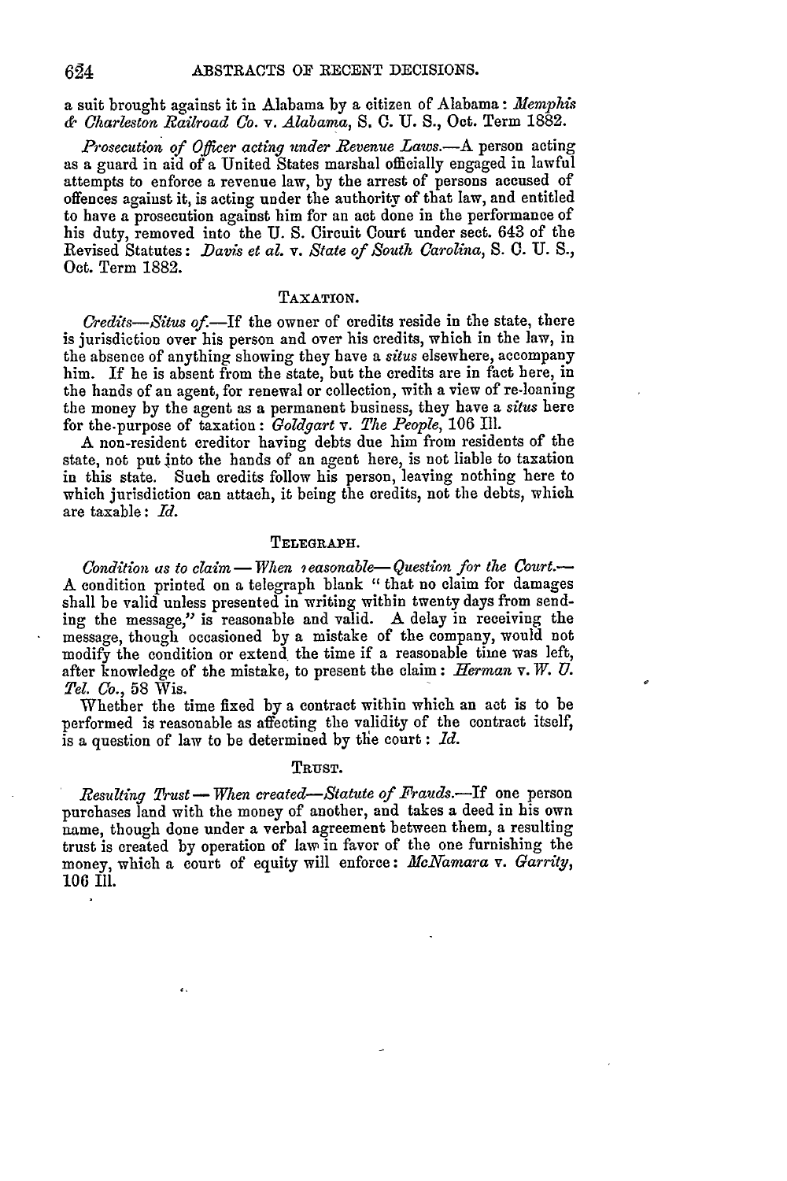a suit brought against it in Alabama by a citizen of Alabama: *Memphis & Charleston Railroad Co.* v. *Alabama*, S. C. U. S., Oct. Term 1882.

*Prosecution of Officer acting under Revenue Laws.*—A person acting as a guard in aid of a United States marshal officially engaged in lawful attempts to enforce a revenue law, by the arrest of persons accused of offences against it, is acting under the authority of that law, and entitled to have a prosecution against him for an act done in the performance of his duty, removed into the U. S. Circuit Court under sect. 643 of the Revised Statutes: *Davis et al.* v. *State of South Carolina*, S. C. U. S., Oct. Term 1882.

## TAXATION.

*Credits—Situs of.*—If the owner of credits reside in the state, there is jurisdiction over his person and over his credits, which in the law, in the absence of anything showing they have a *situs* elsewhere, accompany him. If he is absent from the state, but the credits are in fact here, in the hands of an agent, for renewal or collection, with a view of re-loaning the money by the agent as a permanent business, they have a *situs* here for the purpose of taxation: *Goldgart* v. *The People*, 106 Ill.

A non-resident creditor having debts due him from residents of the state, not put into the hands of an agent here, is not liable to taxation in this state. Such credits follow his person, leaving nothing here to which jurisdiction can attach, it being the credits, not the debts, which are taxable: *Id.*

## TELEGRAPH.

*Condition as to claim — When reasonable— Question for the Court.*— A condition printed on a telegraph blank "that no claim for damages shall be valid unless presented in writing within twenty days from sending the message," is reasonable and valid. A delay in receiving the message, though occasioned by a mistake of the company, would not modify the condition or extend the time if a reasonable time was left, after knowledge of the mistake, to present the claim: *Herman* v. *W. U. Tel. Co.*, 58 Wis.

Whether the time fixed by a contract within which an act is to be performed is reasonable as affecting the validity of the contract itself, is a question of law to be determined by the court: *Id.*

## TRUST.

*Resulting Trust — When created—Statute of Frauds.*—If one person purchases land with the money of another, and takes a deed in his own name, though done under a verbal agreement between them, a resulting trust is created by operation of law in favor of the one furnishing the money, which a court of equity will enforce: *McNamara* v. *Garrity*, 106 Ill.